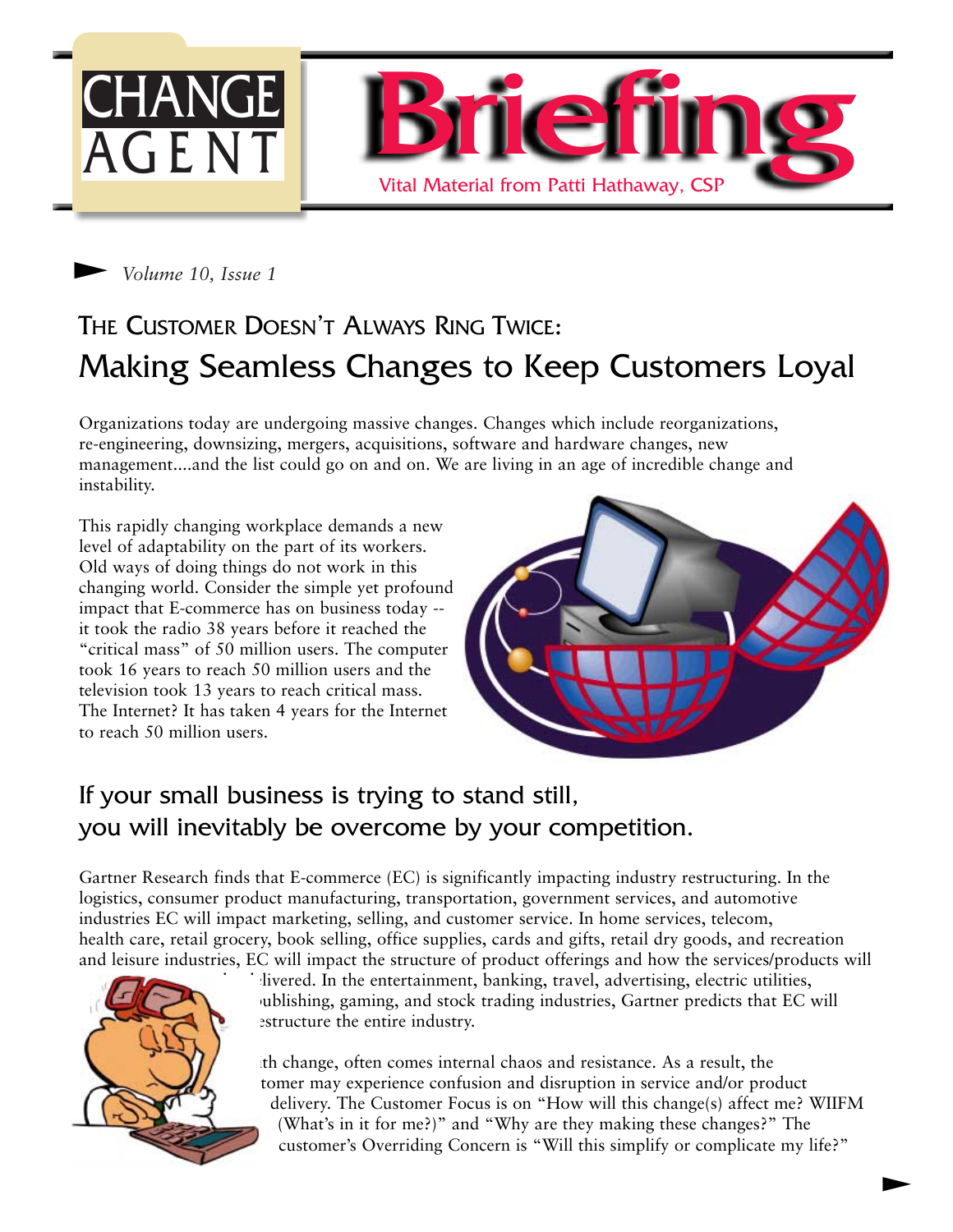# CHANGE AGENT Briefing

Vital Material from Patti Hathaway, CSP

*Volume 10, Issue 1*

## The Customer Doesn't Always Ring Twice: Making Seamless Changes to Keep Customers Loyal

Organizations today are undergoing massive changes. Changes which include reorganizations, re-engineering, downsizing, mergers, acquisitions, software and hardware changes, new management....and the list could go on and on. We are living in an age of incredible change and instability.

This rapidly changing workplace demands a new level of adaptability on the part of its workers. Old ways of doing things do not work in this changing world. Consider the simple yet profound impact that E-commerce has on business today -- it took the radio 38 years before it reached the "critical mass" of 50 million users. The computer took 16 years to reach 50 million users and the television took 13 years to reach critical mass. The Internet? It has taken 4 years for the Internet to reach 50 million users.

### If your small business is trying to stand still, you will inevitably be overcome by your competition.

Gartner Research finds that E-commerce (EC) is significantly impacting industry restructuring. In the logistics, consumer product manufacturing, transportation, government services, and automotive industries EC will impact marketing, selling, and customer service. In home services, telecom, health care, retail grocery, book selling, office supplies, cards and gifts, retail dry goods, and recreation and leisure industries, EC will impact the structure of product offerings and how the services/products will be delivered. In the entertainment, banking, travel, advertising, electric utilities, publishing, gaming, and stock trading industries, Gartner predicts that EC will restructure the entire industry.

With change, often comes internal chaos and resistance. As a result, the customer may experience confusion and disruption in service and/or product delivery. The Customer Focus is on "How will this change(s) affect me? WIIFM (What's in it for me?)" and "Why are they making these changes?" The customer's Overriding Concern is "Will this simplify or complicate my life?"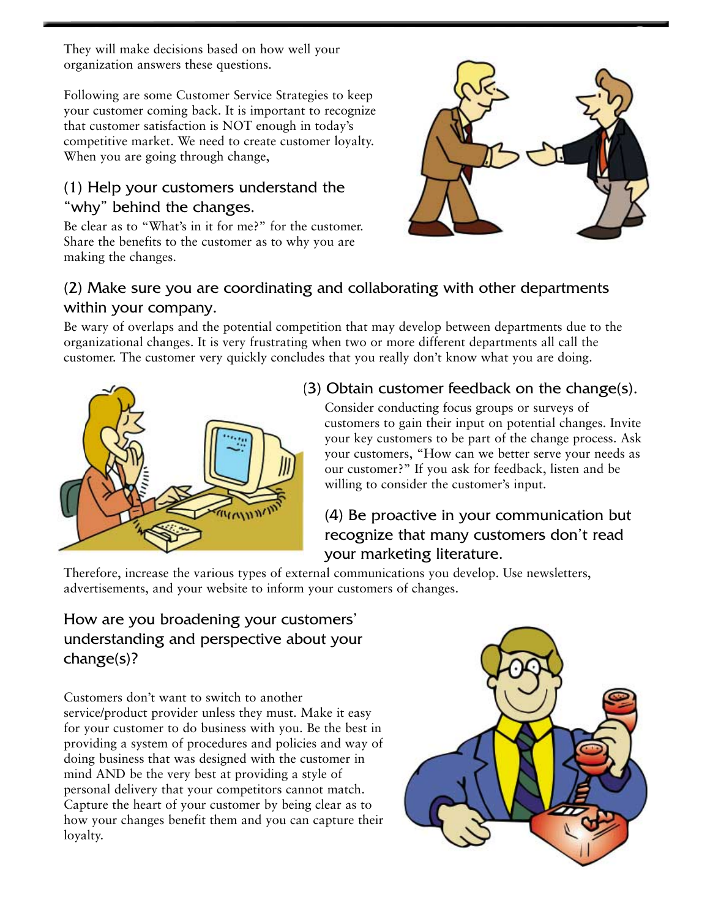They will make decisions based on how well your organization answers these questions.

Following are some Customer Service Strategies to keep your customer coming back. It is important to recognize that customer satisfaction is NOT enough in today's competitive market. We need to create customer loyalty. When you are going through change,

### (1) Help your customers understand the "why" behind the changes.

Be clear as to "What's in it for me?" for the customer. Share the benefits to the customer as to why you are making the changes.

### (2) Make sure you are coordinating and collaborating with other departments within your company.

Be wary of overlaps and the potential competition that may develop between departments due to the organizational changes. It is very frustrating when two or more different departments all call the customer. The customer very quickly concludes that you really don't know what you are doing.

### (3) Obtain customer feedback on the change(s).

Consider conducting focus groups or surveys of customers to gain their input on potential changes. Invite your key customers to be part of the change process. Ask your customers, "How can we better serve your needs as our customer?" If you ask for feedback, listen and be willing to consider the customer's input.

### (4) Be proactive in your communication but recognize that many customers don't read your marketing literature.

Therefore, increase the various types of external communications you develop. Use newsletters, advertisements, and your website to inform your customers of changes.

### How are you broadening your customers' understanding and perspective about your change(s)?

Customers don't want to switch to another service/product provider unless they must. Make it easy for your customer to do business with you. Be the best in providing a system of procedures and policies and way of doing business that was designed with the customer in mind AND be the very best at providing a style of personal delivery that your competitors cannot match. Capture the heart of your customer by being clear as to how your changes benefit them and you can capture their loyalty.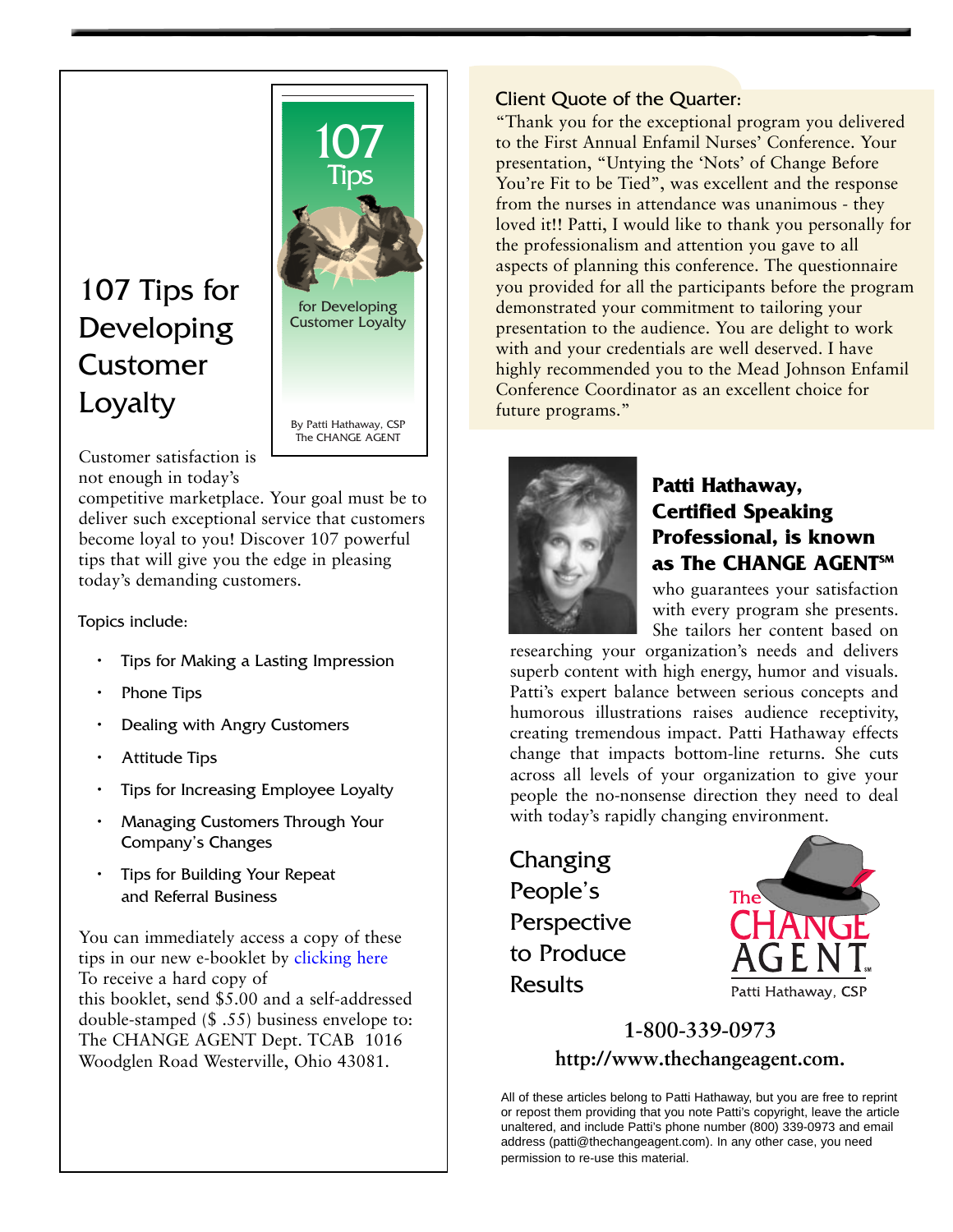# 107 Tips for Developing Customer Loyalty

107 Tips

for Developing Customer Loyalty

By Patti Hathaway, CSP
The CHANGE AGENT

Customer satisfaction is not enough in today's competitive marketplace. Your goal must be to deliver such exceptional service that customers become loyal to you! Discover 107 powerful tips that will give you the edge in pleasing today's demanding customers.

Topics include:

- Tips for Making a Lasting Impression
- Phone Tips
- Dealing with Angry Customers
- Attitude Tips
- Tips for Increasing Employee Loyalty
- Managing Customers Through Your Company's Changes
- Tips for Building Your Repeat and Referral Business

You can immediately access a copy of these tips in our new e-booklet by clicking here
To receive a hard copy of this booklet, send $5.00 and a self-addressed double-stamped ($ .55) business envelope to: The CHANGE AGENT Dept. TCAB 1016 Woodglen Road Westerville, Ohio 43081.

## Client Quote of the Quarter:

"Thank you for the exceptional program you delivered to the First Annual Enfamil Nurses' Conference. Your presentation, "Untying the 'Nots' of Change Before You're Fit to be Tied", was excellent and the response from the nurses in attendance was unanimous - they loved it!! Patti, I would like to thank you personally for the professionalism and attention you gave to all aspects of planning this conference. The questionnaire you provided for all the participants before the program demonstrated your commitment to tailoring your presentation to the audience. You are delight to work with and your credentials are well deserved. I have highly recommended you to the Mead Johnson Enfamil Conference Coordinator as an excellent choice for future programs."

**Patti Hathaway, Certified Speaking Professional, is known as The CHANGE AGENT℠** who guarantees your satisfaction with every program she presents. She tailors her content based on researching your organization's needs and delivers superb content with high energy, humor and visuals. Patti's expert balance between serious concepts and humorous illustrations raises audience receptivity, creating tremendous impact. Patti Hathaway effects change that impacts bottom-line returns. She cuts across all levels of your organization to give your people the no-nonsense direction they need to deal with today's rapidly changing environment.

Changing People's Perspective to Produce Results

The CHANGE AGENT℠
Patti Hathaway, CSP

**1-800-339-0973**

**http://www.thechangeagent.com.**

All of these articles belong to Patti Hathaway, but you are free to reprint or repost them providing that you note Patti's copyright, leave the article unaltered, and include Patti's phone number (800) 339-0973 and email address (patti@thechangeagent.com). In any other case, you need permission to re-use this material.